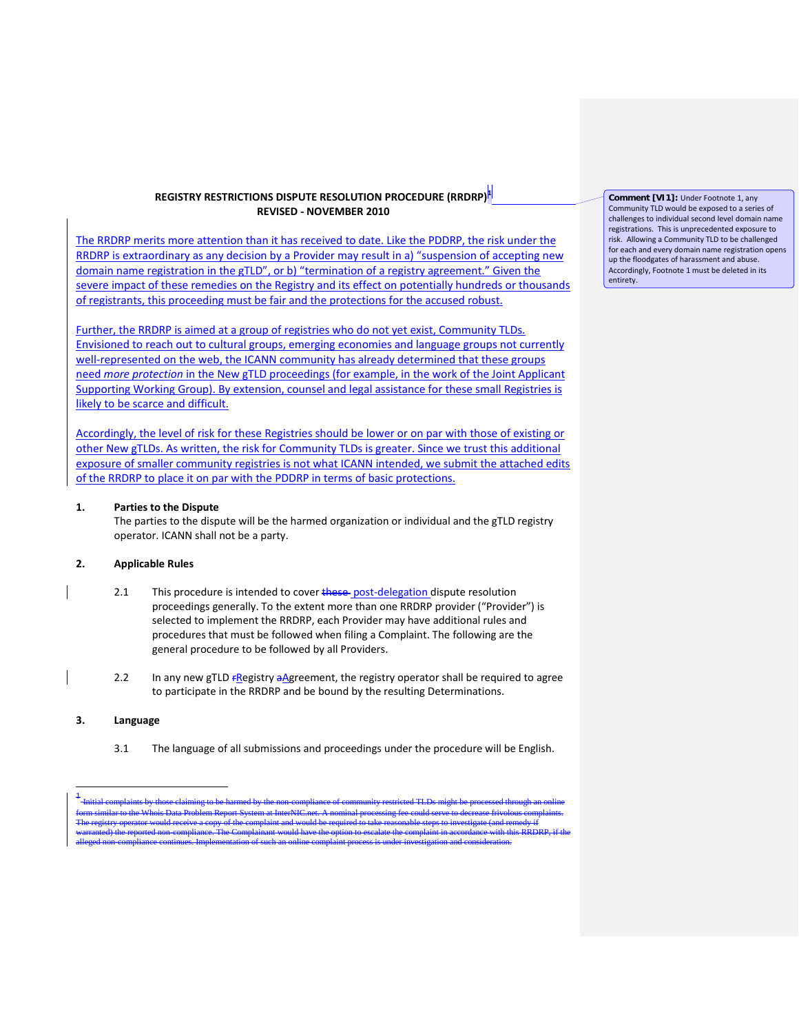**REGISTRY RESTRICTIONS DISPUTE RESOLUTION PROCEDURE (RRDRP)[1]**
**REVISED - NOVEMBER 2010**

The RRDRP merits more attention than it has received to date. Like the PDDRP, the risk under the RRDRP is extraordinary as any decision by a Provider may result in a) "suspension of accepting new domain name registration in the gTLD", or b) "termination of a registry agreement." Given the severe impact of these remedies on the Registry and its effect on potentially hundreds or thousands of registrants, this proceeding must be fair and the protections for the accused robust.

Further, the RRDRP is aimed at a group of registries who do not yet exist, Community TLDs. Envisioned to reach out to cultural groups, emerging economies and language groups not currently well-represented on the web, the ICANN community has already determined that these groups need *more protection* in the New gTLD proceedings (for example, in the work of the Joint Applicant Supporting Working Group). By extension, counsel and legal assistance for these small Registries is likely to be scarce and difficult.

Accordingly, the level of risk for these Registries should be lower or on par with those of existing or other New gTLDs. As written, the risk for Community TLDs is greater. Since we trust this additional exposure of smaller community registries is not what ICANN intended, we submit the attached edits of the RRDRP to place it on par with the PDDRP in terms of basic protections.

**1. Parties to the Dispute**

The parties to the dispute will be the harmed organization or individual and the gTLD registry operator. ICANN shall not be a party.

**2. Applicable Rules**

2.1 This procedure is intended to cover ~~these~~ post-delegation dispute resolution proceedings generally. To the extent more than one RRDRP provider ("Provider") is selected to implement the RRDRP, each Provider may have additional rules and procedures that must be followed when filing a Complaint. The following are the general procedure to be followed by all Providers.

2.2 In any new gTLD ~~r~~Registry ~~a~~Agreement, the registry operator shall be required to agree to participate in the RRDRP and be bound by the resulting Determinations.

**3. Language**

3.1 The language of all submissions and proceedings under the procedure will be English.

---

[1] ~~Initial complaints by those claiming to be harmed by the non-compliance of community restricted TLDs might be processed through an online form similar to the Whois Data Problem Report System at InterNIC.net. A nominal processing fee could serve to decrease frivolous complaints. The registry operator would receive a copy of the complaint and would be required to take reasonable steps to investigate (and remedy if warranted) the reported non-compliance. The Complainant would have the option to escalate the complaint in accordance with this RRDRP, if the alleged non-compliance continues. Implementation of such an online complaint process is under investigation and consideration.~~

**Comment [VI1]:** Under Footnote 1, any Community TLD would be exposed to a series of challenges to individual second level domain name registrations. This is unprecedented exposure to risk. Allowing a Community TLD to be challenged for each and every domain name registration opens up the floodgates of harassment and abuse. Accordingly, Footnote 1 must be deleted in its entirety.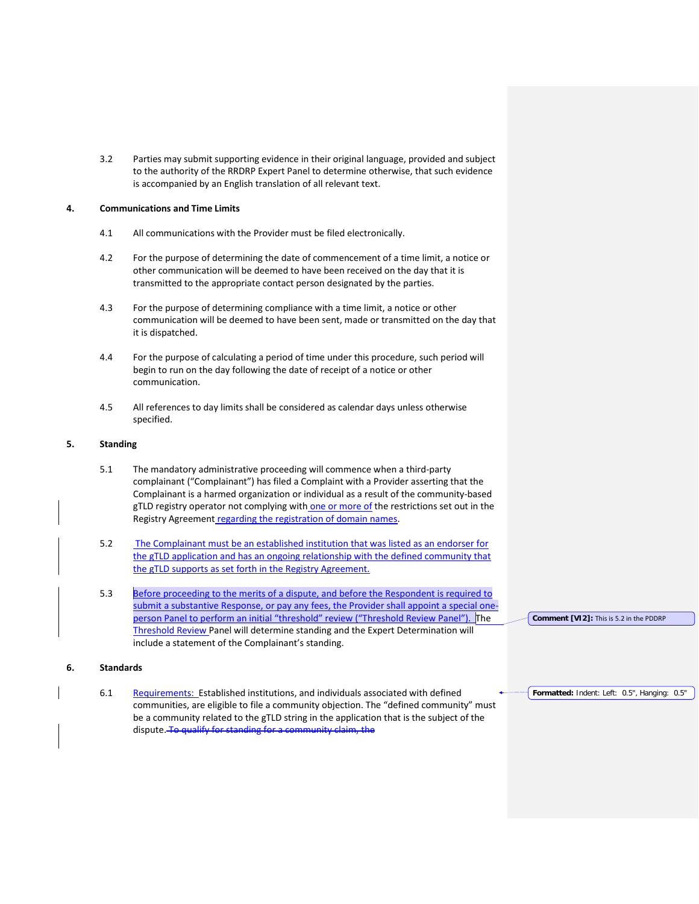3.2 Parties may submit supporting evidence in their original language, provided and subject to the authority of the RRDRP Expert Panel to determine otherwise, that such evidence is accompanied by an English translation of all relevant text.

## 4. Communications and Time Limits

4.1 All communications with the Provider must be filed electronically.

4.2 For the purpose of determining the date of commencement of a time limit, a notice or other communication will be deemed to have been received on the day that it is transmitted to the appropriate contact person designated by the parties.

4.3 For the purpose of determining compliance with a time limit, a notice or other communication will be deemed to have been sent, made or transmitted on the day that it is dispatched.

4.4 For the purpose of calculating a period of time under this procedure, such period will begin to run on the day following the date of receipt of a notice or other communication.

4.5 All references to day limits shall be considered as calendar days unless otherwise specified.

## 5. Standing

5.1 The mandatory administrative proceeding will commence when a third-party complainant ("Complainant") has filed a Complaint with a Provider asserting that the Complainant is a harmed organization or individual as a result of the community-based gTLD registry operator not complying with one or more of the restrictions set out in the Registry Agreement regarding the registration of domain names.

5.2 The Complainant must be an established institution that was listed as an endorser for the gTLD application and has an ongoing relationship with the defined community that the gTLD supports as set forth in the Registry Agreement.

5.3 Before proceeding to the merits of a dispute, and before the Respondent is required to submit a substantive Response, or pay any fees, the Provider shall appoint a special one-person Panel to perform an initial "threshold" review ("Threshold Review Panel"). The Threshold Review Panel will determine standing and the Expert Determination will include a statement of the Complainant's standing.

Comment [VI2]: This is 5.2 in the PDDRP

## 6. Standards

6.1 Requirements: Established institutions, and individuals associated with defined communities, are eligible to file a community objection. The "defined community" must be a community related to the gTLD string in the application that is the subject of the dispute. ~~To qualify for standing for a community claim, the~~

Formatted: Indent: Left: 0.5", Hanging: 0.5"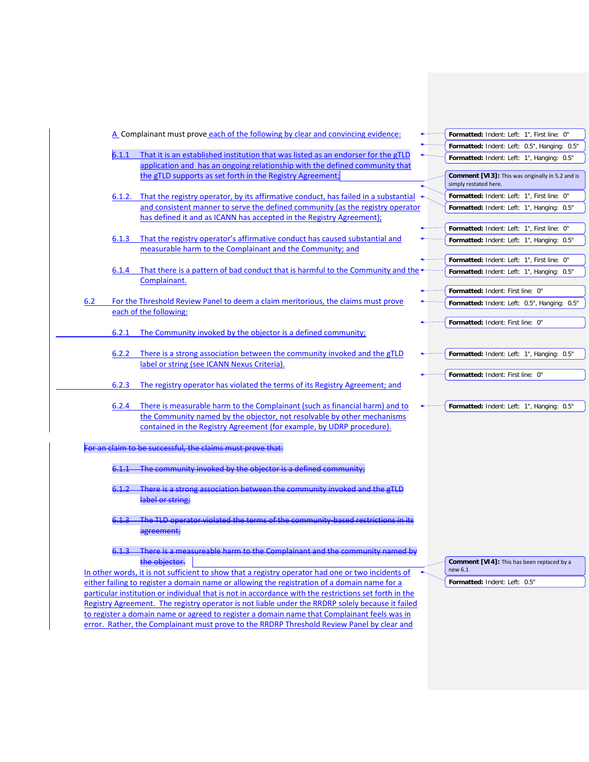A Complainant must prove each of the following by clear and convincing evidence:

6.1.1 That it is an established institution that was listed as an endorser for the gTLD application and has an ongoing relationship with the defined community that the gTLD supports as set forth in the Registry Agreement;

6.1.2. That the registry operator, by its affirmative conduct, has failed in a substantial and consistent manner to serve the defined community (as the registry operator has defined it and as ICANN has accepted in the Registry Agreement);

6.1.3 That the registry operator's affirmative conduct has caused substantial and measurable harm to the Complainant and the Community; and

6.1.4 That there is a pattern of bad conduct that is harmful to the Community and the Complainant.

6.2 For the Threshold Review Panel to deem a claim meritorious, the claims must prove each of the following:

6.2.1 The Community invoked by the objector is a defined community;

6.2.2 There is a strong association between the community invoked and the gTLD label or string (see ICANN Nexus Criteria).

6.2.3 The registry operator has violated the terms of its Registry Agreement; and

6.2.4 There is measurable harm to the Complainant (such as financial harm) and to the Community named by the objector, not resolvable by other mechanisms contained in the Registry Agreement (for example, by UDRP procedure).

~~For an claim to be successful, the claims must prove that:~~

~~6.1.1 The community invoked by the objector is a defined community;~~

~~6.1.2 There is a strong association between the community invoked and the gTLD label or string;~~

~~6.1.3 The TLD operator violated the terms of the community-based restrictions in its agreement;~~

~~6.1.3 There is a measureable harm to the Complainant and the community named by the objector.~~

In other words, it is not sufficient to show that a registry operator had one or two incidents of either failing to register a domain name or allowing the registration of a domain name for a particular institution or individual that is not in accordance with the restrictions set forth in the Registry Agreement. The registry operator is not liable under the RRDRP solely because it failed to register a domain name or agreed to register a domain name that Complainant feels was in error. Rather, the Complainant must prove to the RRDRP Threshold Review Panel by clear and

**Comment [VI3]:** This was originally in 5.2 and is simply restated here.

**Comment [VI4]:** This has been replaced by a new 6.1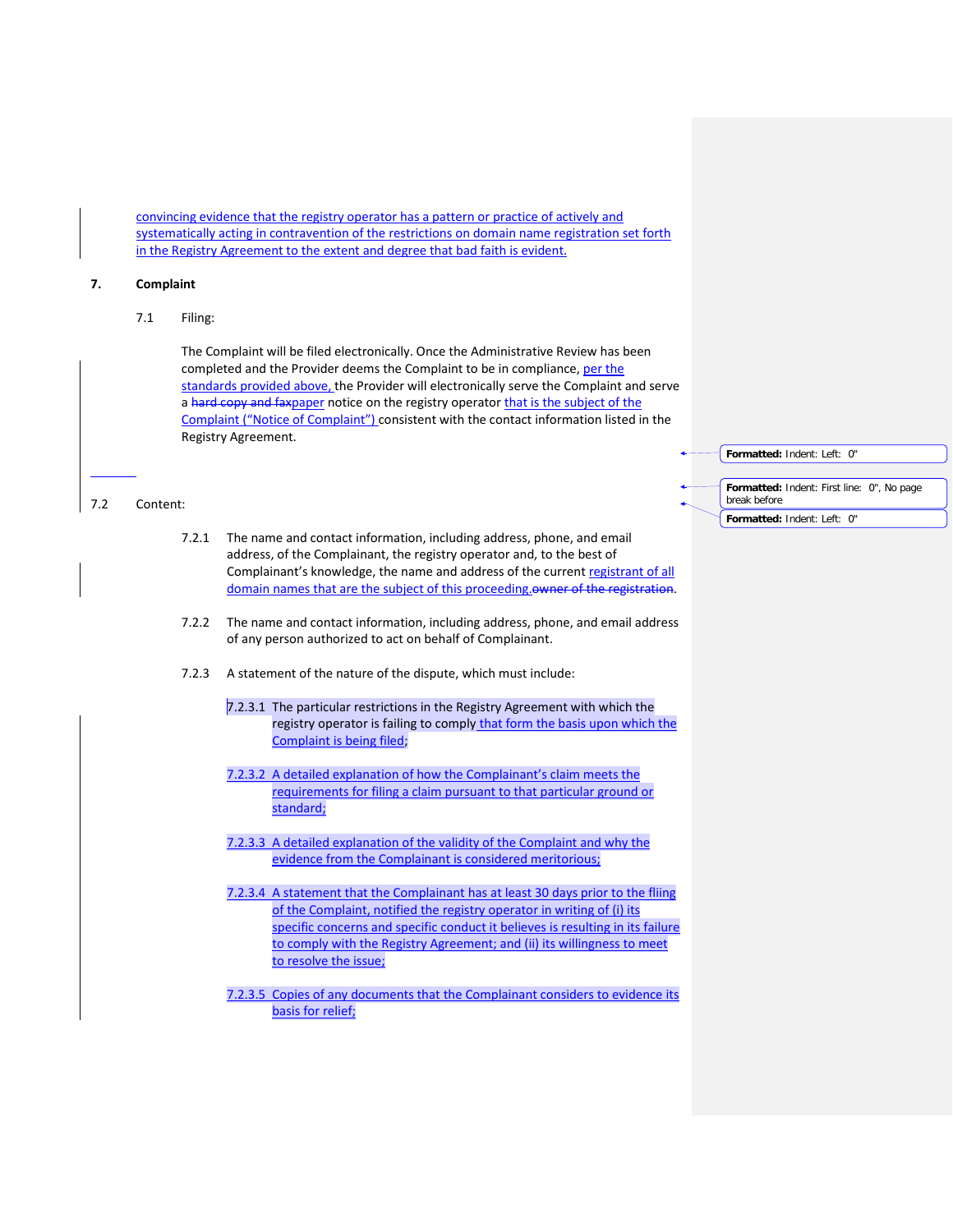convincing evidence that the registry operator has a pattern or practice of actively and systematically acting in contravention of the restrictions on domain name registration set forth in the Registry Agreement to the extent and degree that bad faith is evident.

## 7. Complaint

7.1 Filing:

The Complaint will be filed electronically. Once the Administrative Review has been completed and the Provider deems the Complaint to be in compliance, per the standards provided above, the Provider will electronically serve the Complaint and serve a ~~hard copy and fax~~paper notice on the registry operator that is the subject of the Complaint ("Notice of Complaint") consistent with the contact information listed in the Registry Agreement.

7.2 Content:

7.2.1 The name and contact information, including address, phone, and email address, of the Complainant, the registry operator and, to the best of Complainant's knowledge, the name and address of the current registrant of all domain names that are the subject of this proceeding.~~owner of the registration~~.

7.2.2 The name and contact information, including address, phone, and email address of any person authorized to act on behalf of Complainant.

7.2.3 A statement of the nature of the dispute, which must include:

7.2.3.1 The particular restrictions in the Registry Agreement with which the registry operator is failing to comply that form the basis upon which the Complaint is being filed;

7.2.3.2 A detailed explanation of how the Complainant's claim meets the requirements for filing a claim pursuant to that particular ground or standard;

7.2.3.3 A detailed explanation of the validity of the Complaint and why the evidence from the Complainant is considered meritorious;

7.2.3.4 A statement that the Complainant has at least 30 days prior to the fliing of the Complaint, notified the registry operator in writing of (i) its specific concerns and specific conduct it believes is resulting in its failure to comply with the Registry Agreement; and (ii) its willingness to meet to resolve the issue;

7.2.3.5 Copies of any documents that the Complainant considers to evidence its basis for relief;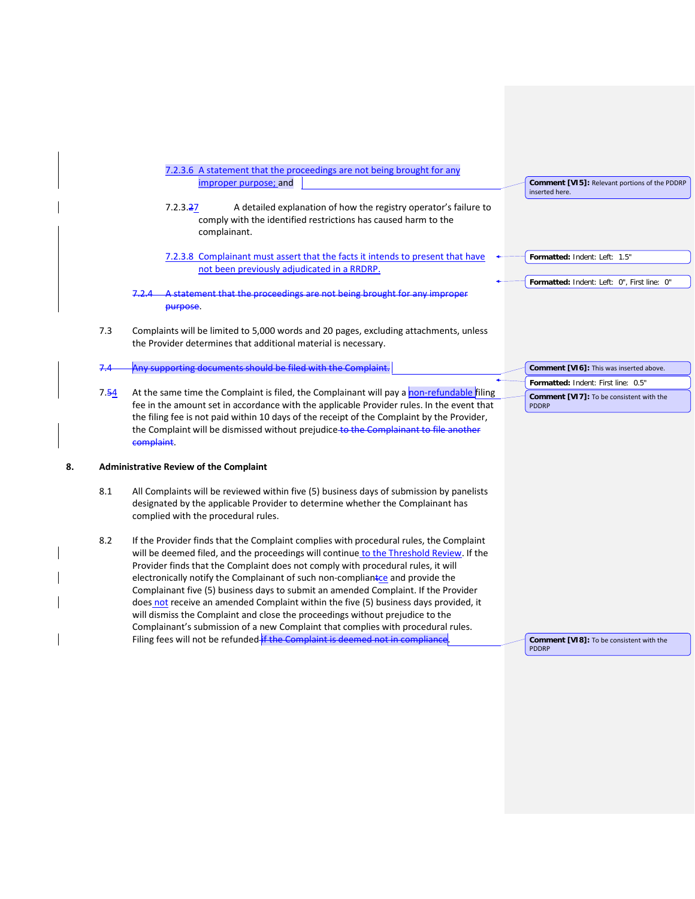7.2.3.6 A statement that the proceedings are not being brought for any improper purpose; and

7.2.3.27 A detailed explanation of how the registry operator's failure to comply with the identified restrictions has caused harm to the complainant.

7.2.3.8 Complainant must assert that the facts it intends to present that have not been previously adjudicated in a RRDRP.

~~7.2.4 A statement that the proceedings are not being brought for any improper purpose~~.

7.3 Complaints will be limited to 5,000 words and 20 pages, excluding attachments, unless the Provider determines that additional material is necessary.

~~7.4 Any supporting documents should be filed with the Complaint.~~

7.54 At the same time the Complaint is filed, the Complainant will pay a non-refundable filing fee in the amount set in accordance with the applicable Provider rules. In the event that the filing fee is not paid within 10 days of the receipt of the Complaint by the Provider, the Complaint will be dismissed without prejudice ~~to the Complainant to file another complaint~~.

## 8. Administrative Review of the Complaint

8.1 All Complaints will be reviewed within five (5) business days of submission by panelists designated by the applicable Provider to determine whether the Complainant has complied with the procedural rules.

8.2 If the Provider finds that the Complaint complies with procedural rules, the Complaint will be deemed filed, and the proceedings will continue to the Threshold Review. If the Provider finds that the Complaint does not comply with procedural rules, it will electronically notify the Complainant of such non-compliance and provide the Complainant five (5) business days to submit an amended Complaint. If the Provider does not receive an amended Complaint within the five (5) business days provided, it will dismiss the Complaint and close the proceedings without prejudice to the Complainant's submission of a new Complaint that complies with procedural rules. Filing fees will not be refunded ~~if the Complaint is deemed not in compliance~~.

Comment [VI5]: Relevant portions of the PDDRP inserted here.

Formatted: Indent: Left: 1.5"

Formatted: Indent: Left: 0", First line: 0"

Comment [VI6]: This was inserted above.

Formatted: Indent: First line: 0.5"

Comment [VI7]: To be consistent with the PDDRP

Comment [VI8]: To be consistent with the PDDRP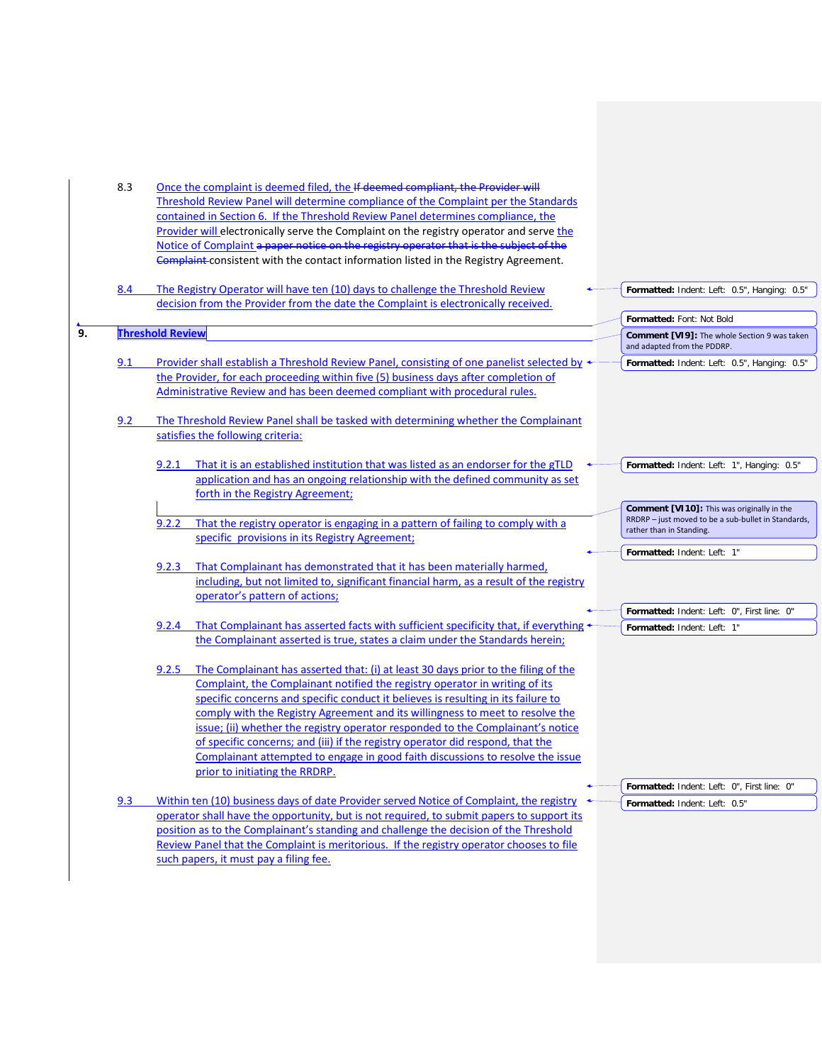8.3 Once the complaint is deemed filed, the ~~If deemed compliant, the Provider will~~ Threshold Review Panel will determine compliance of the Complaint per the Standards contained in Section 6. If the Threshold Review Panel determines compliance, the Provider will electronically serve the Complaint on the registry operator and serve the Notice of Complaint ~~a paper notice on the registry operator that is the subject of the Complaint~~ consistent with the contact information listed in the Registry Agreement.

8.4 The Registry Operator will have ten (10) days to challenge the Threshold Review decision from the Provider from the date the Complaint is electronically received.

## 9. Threshold Review

9.1 Provider shall establish a Threshold Review Panel, consisting of one panelist selected by the Provider, for each proceeding within five (5) business days after completion of Administrative Review and has been deemed compliant with procedural rules.

9.2 The Threshold Review Panel shall be tasked with determining whether the Complainant satisfies the following criteria:

9.2.1 That it is an established institution that was listed as an endorser for the gTLD application and has an ongoing relationship with the defined community as set forth in the Registry Agreement;

9.2.2 That the registry operator is engaging in a pattern of failing to comply with a specific provisions in its Registry Agreement;

9.2.3 That Complainant has demonstrated that it has been materially harmed, including, but not limited to, significant financial harm, as a result of the registry operator's pattern of actions;

9.2.4 That Complainant has asserted facts with sufficient specificity that, if everything the Complainant asserted is true, states a claim under the Standards herein;

9.2.5 The Complainant has asserted that: (i) at least 30 days prior to the filing of the Complaint, the Complainant notified the registry operator in writing of its specific concerns and specific conduct it believes is resulting in its failure to comply with the Registry Agreement and its willingness to meet to resolve the issue; (ii) whether the registry operator responded to the Complainant's notice of specific concerns; and (iii) if the registry operator did respond, that the Complainant attempted to engage in good faith discussions to resolve the issue prior to initiating the RRDRP.

9.3 Within ten (10) business days of date Provider served Notice of Complaint, the registry operator shall have the opportunity, but is not required, to submit papers to support its position as to the Complainant's standing and challenge the decision of the Threshold Review Panel that the Complaint is meritorious. If the registry operator chooses to file such papers, it must pay a filing fee.

> Formatted: Indent: Left: 0.5", Hanging: 0.5"
> Formatted: Font: Not Bold
> Comment [VI9]: The whole Section 9 was taken and adapted from the PDDRP.
> Formatted: Indent: Left: 0.5", Hanging: 0.5"
> Formatted: Indent: Left: 1", Hanging: 0.5"
> Comment [VI10]: This was originally in the RRDRP – just moved to be a sub-bullet in Standards, rather than in Standing.
> Formatted: Indent: Left: 1"
> Formatted: Indent: Left: 0", First line: 0"
> Formatted: Indent: Left: 1"
> Formatted: Indent: Left: 0", First line: 0"
> Formatted: Indent: Left: 0.5"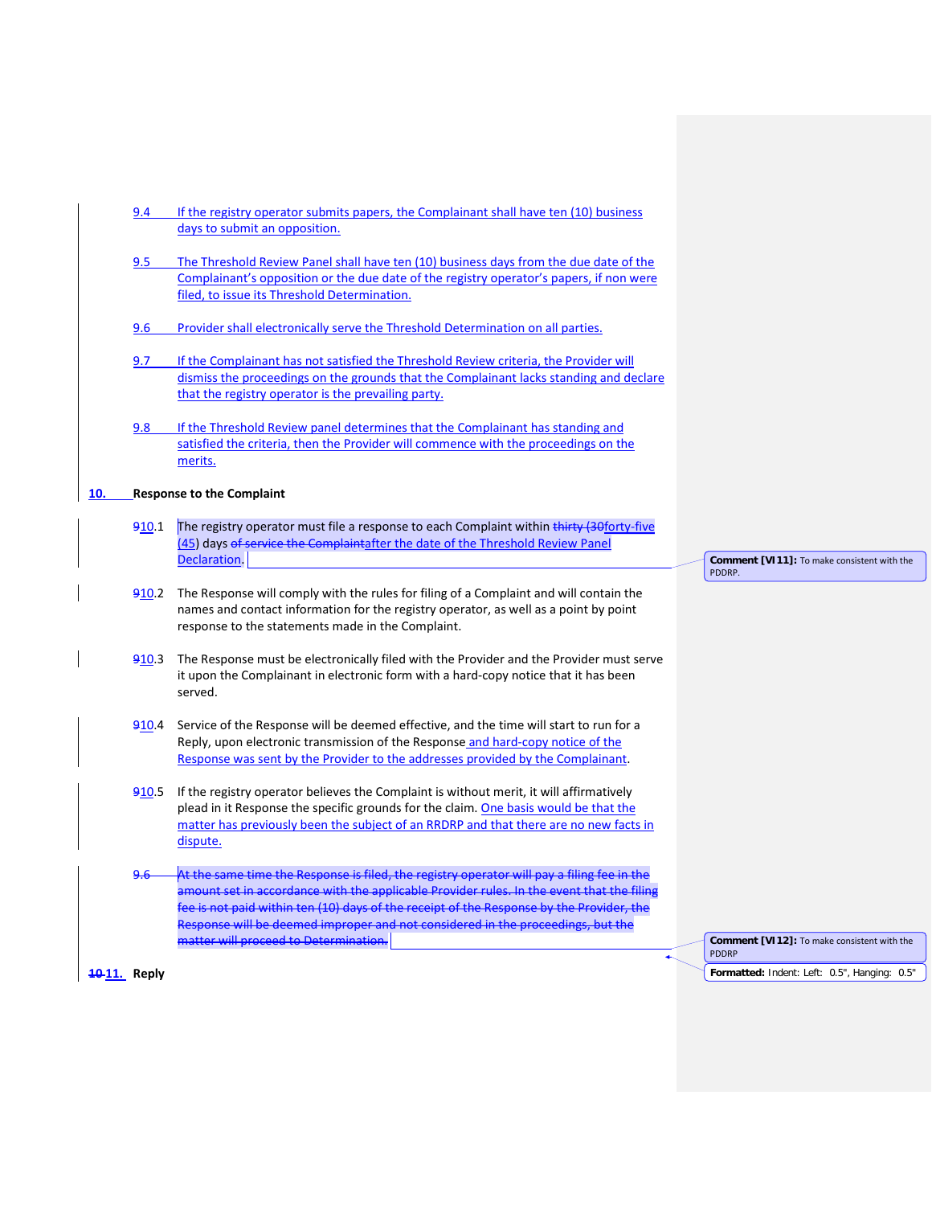9.4 If the registry operator submits papers, the Complainant shall have ten (10) business days to submit an opposition.

9.5 The Threshold Review Panel shall have ten (10) business days from the due date of the Complainant's opposition or the due date of the registry operator's papers, if non were filed, to issue its Threshold Determination.

9.6 Provider shall electronically serve the Threshold Determination on all parties.

9.7 If the Complainant has not satisfied the Threshold Review criteria, the Provider will dismiss the proceedings on the grounds that the Complainant lacks standing and declare that the registry operator is the prevailing party.

9.8 If the Threshold Review panel determines that the Complainant has standing and satisfied the criteria, then the Provider will commence with the proceedings on the merits.

**10. Response to the Complaint**

~~9~~10.1 The registry operator must file a response to each Complaint within ~~thirty (30~~forty-five (45) days ~~of service the Complaint~~after the date of the Threshold Review Panel Declaration.

~~9~~10.2 The Response will comply with the rules for filing of a Complaint and will contain the names and contact information for the registry operator, as well as a point by point response to the statements made in the Complaint.

~~9~~10.3 The Response must be electronically filed with the Provider and the Provider must serve it upon the Complainant in electronic form with a hard-copy notice that it has been served.

~~9~~10.4 Service of the Response will be deemed effective, and the time will start to run for a Reply, upon electronic transmission of the Response and hard-copy notice of the Response was sent by the Provider to the addresses provided by the Complainant.

~~9~~10.5 If the registry operator believes the Complaint is without merit, it will affirmatively plead in it Response the specific grounds for the claim. One basis would be that the matter has previously been the subject of an RRDRP and that there are no new facts in dispute.

~~9.6 At the same time the Response is filed, the registry operator will pay a filing fee in the amount set in accordance with the applicable Provider rules. In the event that the filing fee is not paid within ten (10) days of the receipt of the Response by the Provider, the Response will be deemed improper and not considered in the proceedings, but the matter will proceed to Determination.~~

**~~10~~11. Reply**

Comment [VI11]: To make consistent with the PDDRP.

Comment [VI12]: To make consistent with the PDDRP

Formatted: Indent: Left: 0.5", Hanging: 0.5"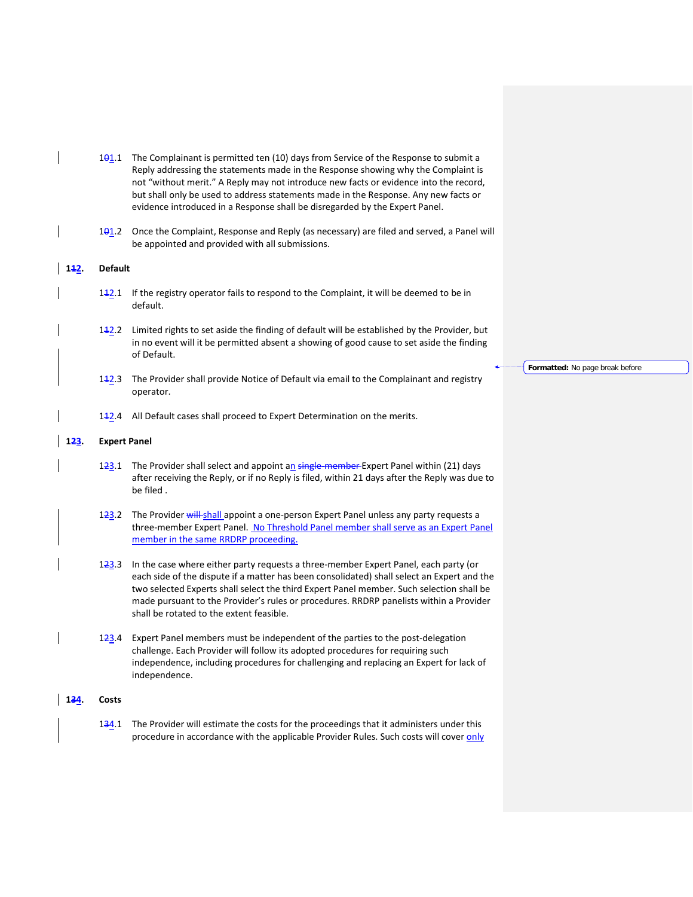10.1 The Complainant is permitted ten (10) days from Service of the Response to submit a Reply addressing the statements made in the Response showing why the Complaint is not "without merit." A Reply may not introduce new facts or evidence into the record, but shall only be used to address statements made in the Response. Any new facts or evidence introduced in a Response shall be disregarded by the Expert Panel.

10.2 Once the Complaint, Response and Reply (as necessary) are filed and served, a Panel will be appointed and provided with all submissions.

**11. Default**

11.1 If the registry operator fails to respond to the Complaint, it will be deemed to be in default.

11.2 Limited rights to set aside the finding of default will be established by the Provider, but in no event will it be permitted absent a showing of good cause to set aside the finding of Default.

11.3 The Provider shall provide Notice of Default via email to the Complainant and registry operator.

11.4 All Default cases shall proceed to Expert Determination on the merits.

**12. Expert Panel**

12.1 The Provider shall select and appoint an Expert Panel within (21) days after receiving the Reply, or if no Reply is filed, within 21 days after the Reply was due to be filed .

12.2 The Provider shall appoint a one-person Expert Panel unless any party requests a three-member Expert Panel. No Threshold Panel member shall serve as an Expert Panel member in the same RRDRP proceeding.

12.3 In the case where either party requests a three-member Expert Panel, each party (or each side of the dispute if a matter has been consolidated) shall select an Expert and the two selected Experts shall select the third Expert Panel member. Such selection shall be made pursuant to the Provider's rules or procedures. RRDRP panelists within a Provider shall be rotated to the extent feasible.

12.4 Expert Panel members must be independent of the parties to the post-delegation challenge. Each Provider will follow its adopted procedures for requiring such independence, including procedures for challenging and replacing an Expert for lack of independence.

**13. Costs**

13.1 The Provider will estimate the costs for the proceedings that it administers under this procedure in accordance with the applicable Provider Rules. Such costs will cover only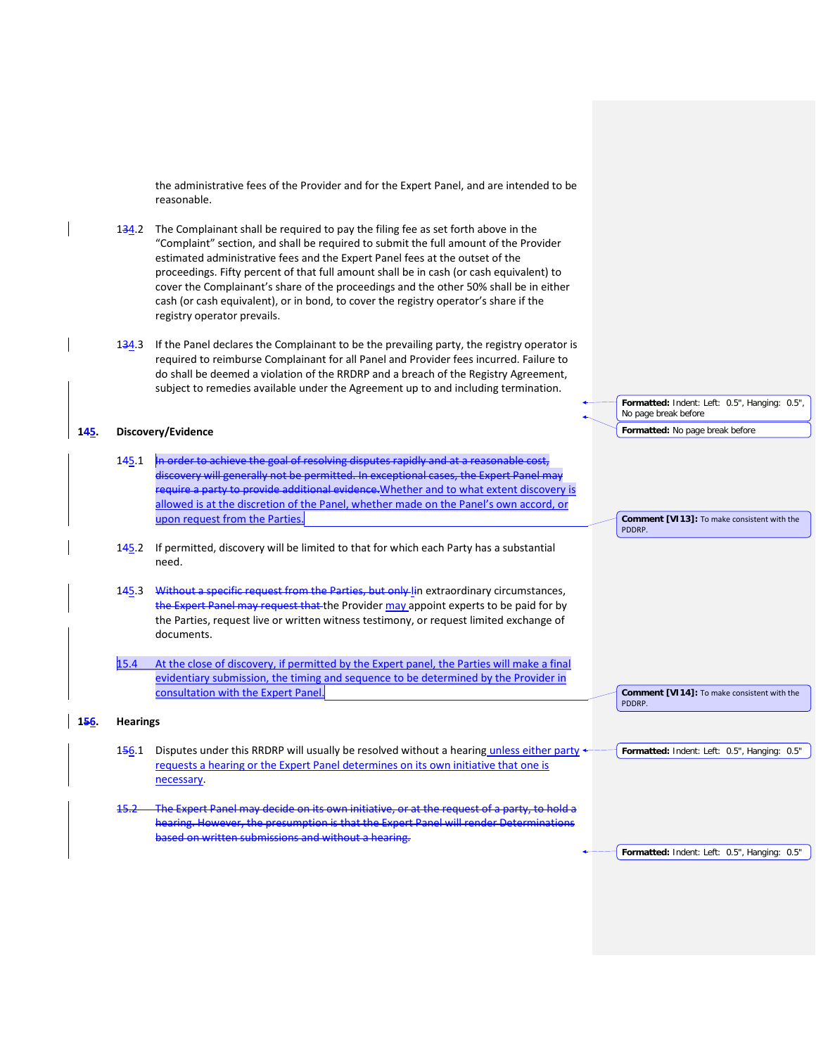the administrative fees of the Provider and for the Expert Panel, and are intended to be reasonable.

1~~3~~4.2 The Complainant shall be required to pay the filing fee as set forth above in the "Complaint" section, and shall be required to submit the full amount of the Provider estimated administrative fees and the Expert Panel fees at the outset of the proceedings. Fifty percent of that full amount shall be in cash (or cash equivalent) to cover the Complainant's share of the proceedings and the other 50% shall be in either cash (or cash equivalent), or in bond, to cover the registry operator's share if the registry operator prevails.

1~~3~~4.3 If the Panel declares the Complainant to be the prevailing party, the registry operator is required to reimburse Complainant for all Panel and Provider fees incurred. Failure to do so shall be deemed a violation of the RRDRP and a breach of the Registry Agreement, subject to remedies available under the Agreement up to and including termination.

> **Formatted:** Indent: Left: 0.5", Hanging: 0.5", No page break before

> **Formatted:** No page break before

## 1~~4~~5. Discovery/Evidence

1~~4~~5.1 ~~In order to achieve the goal of resolving disputes rapidly and at a reasonable cost, discovery will generally not be permitted. In exceptional cases, the Expert Panel may require a party to provide additional evidence.~~Whether and to what extent discovery is allowed is at the discretion of the Panel, whether made on the Panel's own accord, or upon request from the Parties.

> **Comment [VI13]:** To make consistent with the PDDRP.

1~~4~~5.2 If permitted, discovery will be limited to that for which each Party has a substantial need.

1~~4~~5.3 ~~Without a specific request from the Parties, but only I~~in extraordinary circumstances, ~~the Expert Panel may request that~~ the Provider may appoint experts to be paid for by the Parties, request live or written witness testimony, or request limited exchange of documents.

15.4 At the close of discovery, if permitted by the Expert panel, the Parties will make a final evidentiary submission, the timing and sequence to be determined by the Provider in consultation with the Expert Panel.

> **Comment [VI14]:** To make consistent with the PDDRP.

## 1~~5~~6. Hearings

1~~5~~6.1 Disputes under this RRDRP will usually be resolved without a hearing unless either party requests a hearing or the Expert Panel determines on its own initiative that one is necessary.

> **Formatted:** Indent: Left: 0.5", Hanging: 0.5"

~~15.2 The Expert Panel may decide on its own initiative, or at the request of a party, to hold a hearing. However, the presumption is that the Expert Panel will render Determinations based on written submissions and without a hearing.~~

> **Formatted:** Indent: Left: 0.5", Hanging: 0.5"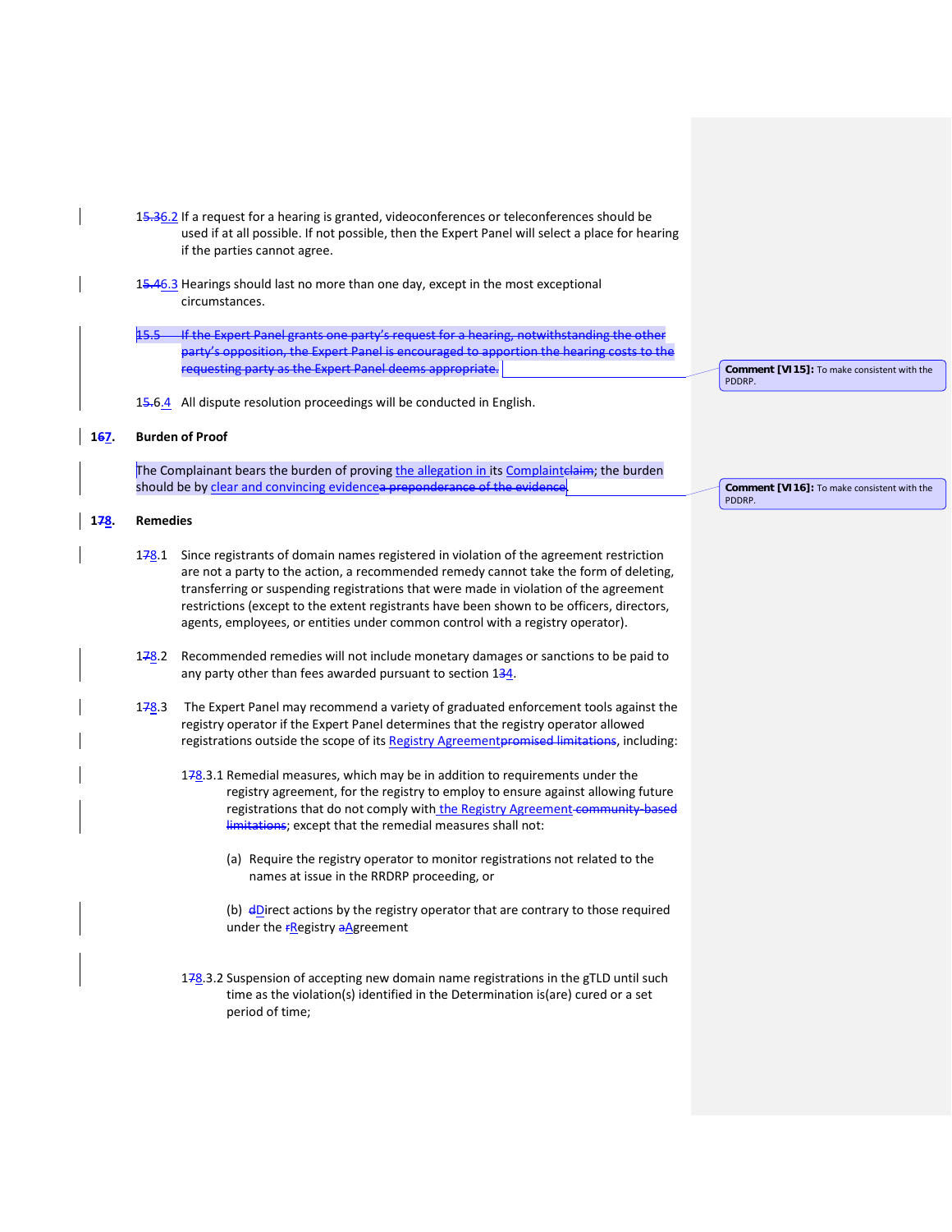15.36.2 If a request for a hearing is granted, videoconferences or teleconferences should be used if at all possible. If not possible, then the Expert Panel will select a place for hearing if the parties cannot agree.

15.46.3 Hearings should last no more than one day, except in the most exceptional circumstances.

~~15.5 If the Expert Panel grants one party's request for a hearing, notwithstanding the other party's opposition, the Expert Panel is encouraged to apportion the hearing costs to the requesting party as the Expert Panel deems appropriate.~~

15.6.4 All dispute resolution proceedings will be conducted in English.

## 167. Burden of Proof

The Complainant bears the burden of proving the allegation in its Complaint~~claim~~; the burden should be by clear and convincing evidence~~a preponderance of the evidence~~.

## 178. Remedies

178.1 Since registrants of domain names registered in violation of the agreement restriction are not a party to the action, a recommended remedy cannot take the form of deleting, transferring or suspending registrations that were made in violation of the agreement restrictions (except to the extent registrants have been shown to be officers, directors, agents, employees, or entities under common control with a registry operator).

178.2 Recommended remedies will not include monetary damages or sanctions to be paid to any party other than fees awarded pursuant to section 134.

178.3 The Expert Panel may recommend a variety of graduated enforcement tools against the registry operator if the Expert Panel determines that the registry operator allowed registrations outside the scope of its Registry Agreement~~promised limitations~~, including:

178.3.1 Remedial measures, which may be in addition to requirements under the registry agreement, for the registry to employ to ensure against allowing future registrations that do not comply with the Registry Agreement ~~community-based limitations~~; except that the remedial measures shall not:

(a) Require the registry operator to monitor registrations not related to the names at issue in the RRDRP proceeding, or

(b) ~~d~~Direct actions by the registry operator that are contrary to those required under the ~~r~~Registry ~~a~~Agreement

178.3.2 Suspension of accepting new domain name registrations in the gTLD until such time as the violation(s) identified in the Determination is(are) cured or a set period of time;

**Comment [VI15]:** To make consistent with the PDDRP.

**Comment [VI16]:** To make consistent with the PDDRP.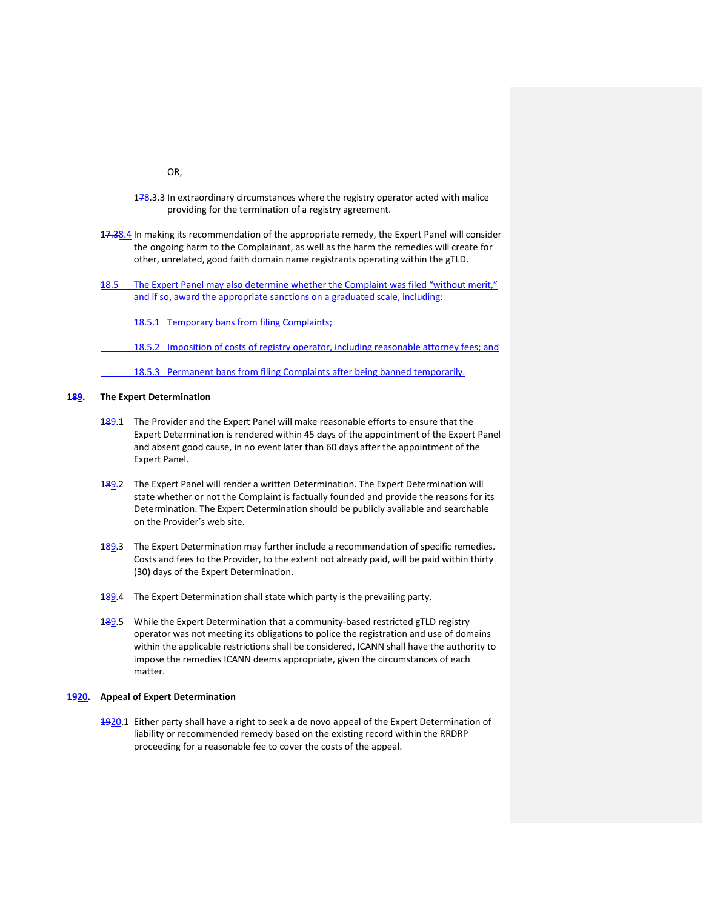OR,

178.3.3 In extraordinary circumstances where the registry operator acted with malice providing for the termination of a registry agreement.

17.38.4 In making its recommendation of the appropriate remedy, the Expert Panel will consider the ongoing harm to the Complainant, as well as the harm the remedies will create for other, unrelated, good faith domain name registrants operating within the gTLD.

18.5 The Expert Panel may also determine whether the Complaint was filed "without merit," and if so, award the appropriate sanctions on a graduated scale, including:

18.5.1 Temporary bans from filing Complaints;

18.5.2 Imposition of costs of registry operator, including reasonable attorney fees; and

18.5.3 Permanent bans from filing Complaints after being banned temporarily.

## 189. The Expert Determination

189.1 The Provider and the Expert Panel will make reasonable efforts to ensure that the Expert Determination is rendered within 45 days of the appointment of the Expert Panel and absent good cause, in no event later than 60 days after the appointment of the Expert Panel.

189.2 The Expert Panel will render a written Determination. The Expert Determination will state whether or not the Complaint is factually founded and provide the reasons for its Determination. The Expert Determination should be publicly available and searchable on the Provider's web site.

189.3 The Expert Determination may further include a recommendation of specific remedies. Costs and fees to the Provider, to the extent not already paid, will be paid within thirty (30) days of the Expert Determination.

189.4 The Expert Determination shall state which party is the prevailing party.

189.5 While the Expert Determination that a community-based restricted gTLD registry operator was not meeting its obligations to police the registration and use of domains within the applicable restrictions shall be considered, ICANN shall have the authority to impose the remedies ICANN deems appropriate, given the circumstances of each matter.

## 1920. Appeal of Expert Determination

1920.1 Either party shall have a right to seek a de novo appeal of the Expert Determination of liability or recommended remedy based on the existing record within the RRDRP proceeding for a reasonable fee to cover the costs of the appeal.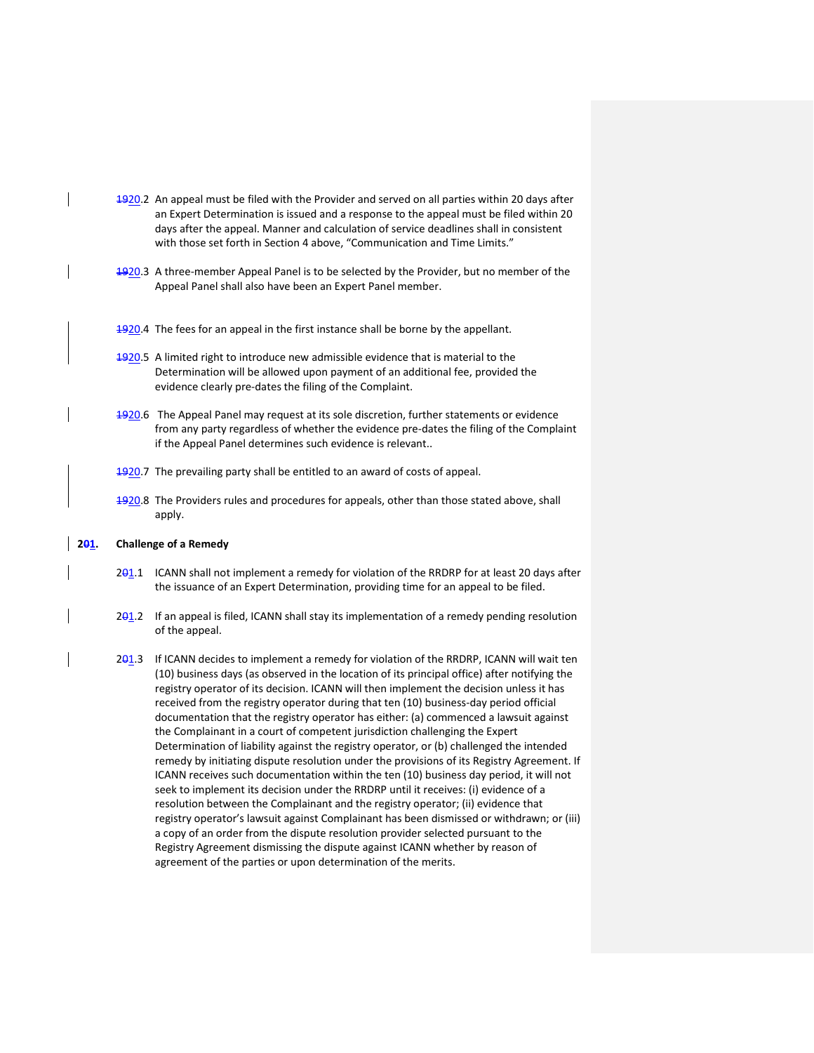20.2 An appeal must be filed with the Provider and served on all parties within 20 days after an Expert Determination is issued and a response to the appeal must be filed within 20 days after the appeal. Manner and calculation of service deadlines shall in consistent with those set forth in Section 4 above, "Communication and Time Limits."

20.3 A three-member Appeal Panel is to be selected by the Provider, but no member of the Appeal Panel shall also have been an Expert Panel member.

20.4 The fees for an appeal in the first instance shall be borne by the appellant.

20.5 A limited right to introduce new admissible evidence that is material to the Determination will be allowed upon payment of an additional fee, provided the evidence clearly pre-dates the filing of the Complaint.

20.6 The Appeal Panel may request at its sole discretion, further statements or evidence from any party regardless of whether the evidence pre-dates the filing of the Complaint if the Appeal Panel determines such evidence is relevant..

20.7 The prevailing party shall be entitled to an award of costs of appeal.

20.8 The Providers rules and procedures for appeals, other than those stated above, shall apply.

## 21. Challenge of a Remedy

21.1 ICANN shall not implement a remedy for violation of the RRDRP for at least 20 days after the issuance of an Expert Determination, providing time for an appeal to be filed.

21.2 If an appeal is filed, ICANN shall stay its implementation of a remedy pending resolution of the appeal.

21.3 If ICANN decides to implement a remedy for violation of the RRDRP, ICANN will wait ten (10) business days (as observed in the location of its principal office) after notifying the registry operator of its decision. ICANN will then implement the decision unless it has received from the registry operator during that ten (10) business-day period official documentation that the registry operator has either: (a) commenced a lawsuit against the Complainant in a court of competent jurisdiction challenging the Expert Determination of liability against the registry operator, or (b) challenged the intended remedy by initiating dispute resolution under the provisions of its Registry Agreement. If ICANN receives such documentation within the ten (10) business day period, it will not seek to implement its decision under the RRDRP until it receives: (i) evidence of a resolution between the Complainant and the registry operator; (ii) evidence that registry operator's lawsuit against Complainant has been dismissed or withdrawn; or (iii) a copy of an order from the dispute resolution provider selected pursuant to the Registry Agreement dismissing the dispute against ICANN whether by reason of agreement of the parties or upon determination of the merits.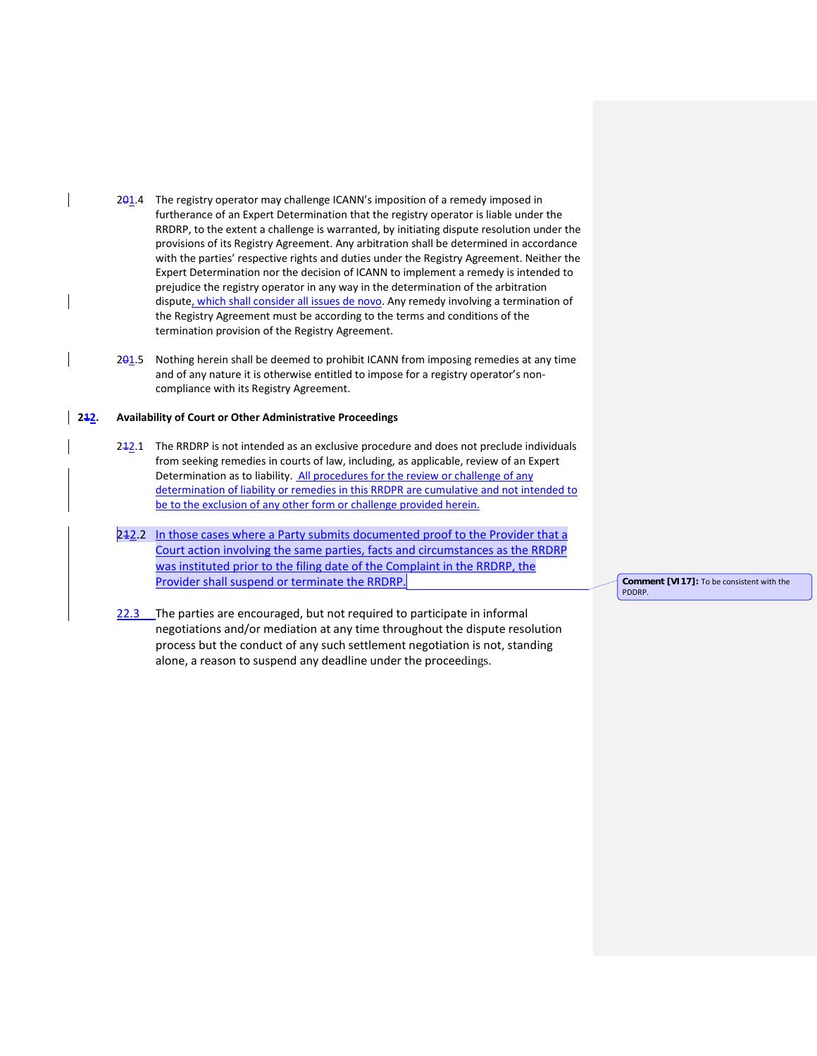201.4 The registry operator may challenge ICANN's imposition of a remedy imposed in furtherance of an Expert Determination that the registry operator is liable under the RRDRP, to the extent a challenge is warranted, by initiating dispute resolution under the provisions of its Registry Agreement. Any arbitration shall be determined in accordance with the parties' respective rights and duties under the Registry Agreement. Neither the Expert Determination nor the decision of ICANN to implement a remedy is intended to prejudice the registry operator in any way in the determination of the arbitration dispute, which shall consider all issues de novo. Any remedy involving a termination of the Registry Agreement must be according to the terms and conditions of the termination provision of the Registry Agreement.

201.5 Nothing herein shall be deemed to prohibit ICANN from imposing remedies at any time and of any nature it is otherwise entitled to impose for a registry operator's non-compliance with its Registry Agreement.

**212. Availability of Court or Other Administrative Proceedings**

212.1 The RRDRP is not intended as an exclusive procedure and does not preclude individuals from seeking remedies in courts of law, including, as applicable, review of an Expert Determination as to liability. All procedures for the review or challenge of any determination of liability or remedies in this RRDPR are cumulative and not intended to be to the exclusion of any other form or challenge provided herein.

212.2 In those cases where a Party submits documented proof to the Provider that a Court action involving the same parties, facts and circumstances as the RRDRP was instituted prior to the filing date of the Complaint in the RRDRP, the Provider shall suspend or terminate the RRDRP.

22.3 The parties are encouraged, but not required to participate in informal negotiations and/or mediation at any time throughout the dispute resolution process but the conduct of any such settlement negotiation is not, standing alone, a reason to suspend any deadline under the proceedings.

**Comment [VI17]:** To be consistent with the PDDRP.